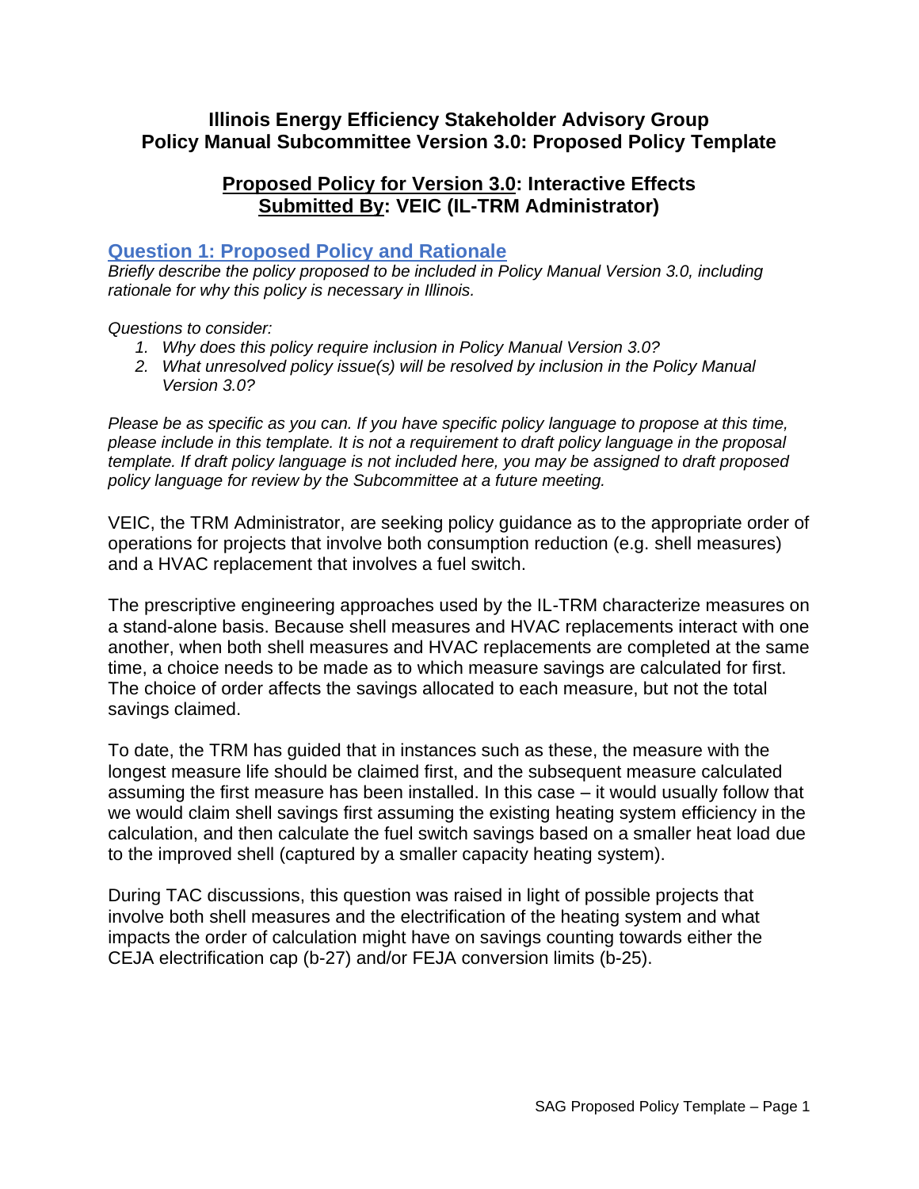# Illinois Energy Efficiency Stakeholder Advisory Group
# Policy Manual Subcommittee Version 3.0: Proposed Policy Template

## Proposed Policy for Version 3.0: Interactive Effects
## Submitted By: VEIC (IL-TRM Administrator)

### Question 1: Proposed Policy and Rationale

*Briefly describe the policy proposed to be included in Policy Manual Version 3.0, including rationale for why this policy is necessary in Illinois.*

*Questions to consider:*

1. *Why does this policy require inclusion in Policy Manual Version 3.0?*
2. *What unresolved policy issue(s) will be resolved by inclusion in the Policy Manual Version 3.0?*

*Please be as specific as you can. If you have specific policy language to propose at this time, please include in this template. It is not a requirement to draft policy language in the proposal template. If draft policy language is not included here, you may be assigned to draft proposed policy language for review by the Subcommittee at a future meeting.*

VEIC, the TRM Administrator, are seeking policy guidance as to the appropriate order of operations for projects that involve both consumption reduction (e.g. shell measures) and a HVAC replacement that involves a fuel switch.

The prescriptive engineering approaches used by the IL-TRM characterize measures on a stand-alone basis. Because shell measures and HVAC replacements interact with one another, when both shell measures and HVAC replacements are completed at the same time, a choice needs to be made as to which measure savings are calculated for first. The choice of order affects the savings allocated to each measure, but not the total savings claimed.

To date, the TRM has guided that in instances such as these, the measure with the longest measure life should be claimed first, and the subsequent measure calculated assuming the first measure has been installed. In this case – it would usually follow that we would claim shell savings first assuming the existing heating system efficiency in the calculation, and then calculate the fuel switch savings based on a smaller heat load due to the improved shell (captured by a smaller capacity heating system).

During TAC discussions, this question was raised in light of possible projects that involve both shell measures and the electrification of the heating system and what impacts the order of calculation might have on savings counting towards either the CEJA electrification cap (b-27) and/or FEJA conversion limits (b-25).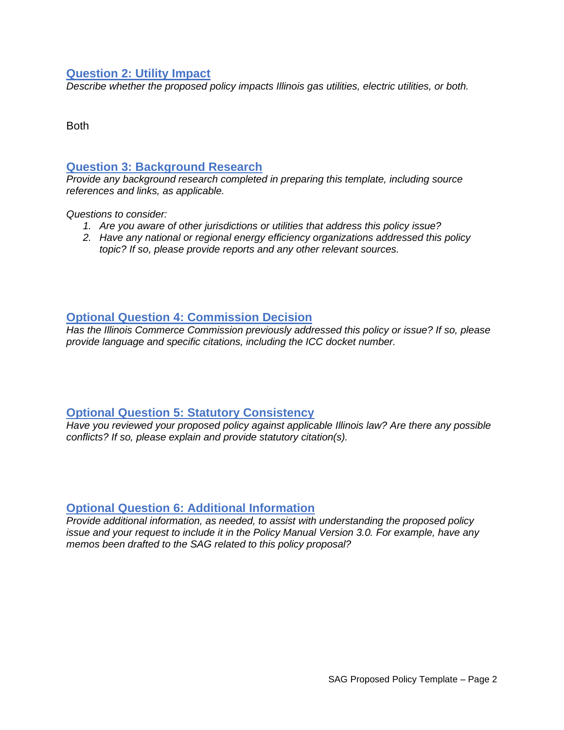## [Question 2: Utility Impact]

*Describe whether the proposed policy impacts Illinois gas utilities, electric utilities, or both.*

Both

## [Question 3: Background Research]

*Provide any background research completed in preparing this template, including source references and links, as applicable.*

*Questions to consider:*

1. *Are you aware of other jurisdictions or utilities that address this policy issue?*
2. *Have any national or regional energy efficiency organizations addressed this policy topic? If so, please provide reports and any other relevant sources.*

## [Optional Question 4: Commission Decision]

*Has the Illinois Commerce Commission previously addressed this policy or issue? If so, please provide language and specific citations, including the ICC docket number.*

## [Optional Question 5: Statutory Consistency]

*Have you reviewed your proposed policy against applicable Illinois law? Are there any possible conflicts? If so, please explain and provide statutory citation(s).*

## [Optional Question 6: Additional Information]

*Provide additional information, as needed, to assist with understanding the proposed policy issue and your request to include it in the Policy Manual Version 3.0. For example, have any memos been drafted to the SAG related to this policy proposal?*